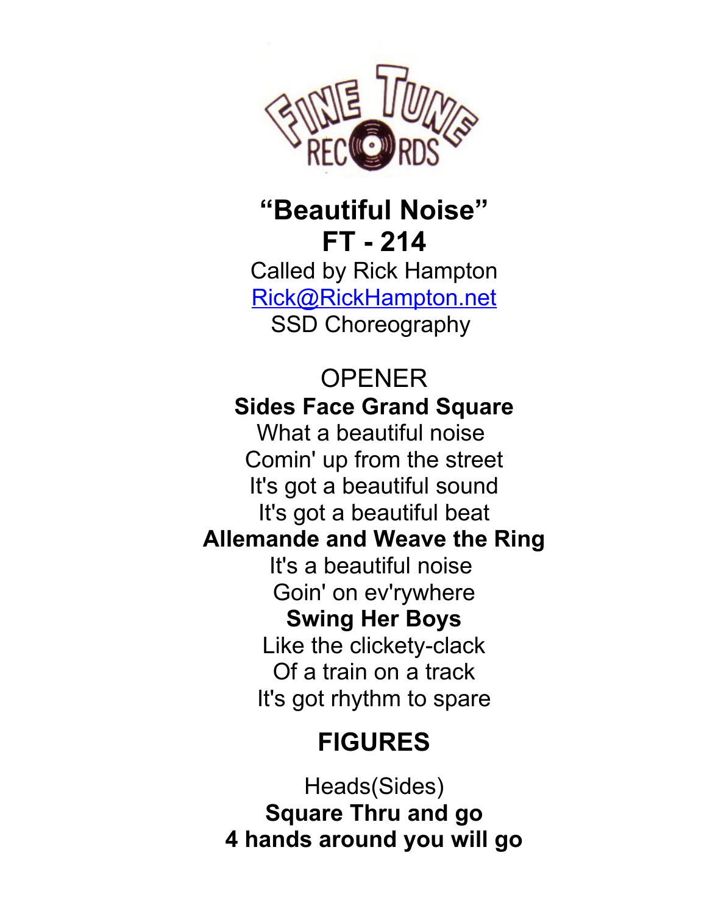FINE TUNE RECORDS

# "Beautiful Noise"

# FT - 214

Called by Rick Hampton

Rick@RickHampton.net

SSD Choreography

OPENER

**Sides Face Grand Square**

What a beautiful noise

Comin' up from the street

It's got a beautiful sound

It's got a beautiful beat

**Allemande and Weave the Ring**

It's a beautiful noise

Goin' on ev'rywhere

**Swing Her Boys**

Like the clickety-clack

Of a train on a track

It's got rhythm to spare

## FIGURES

Heads(Sides)

**Square Thru and go**

**4 hands around you will go**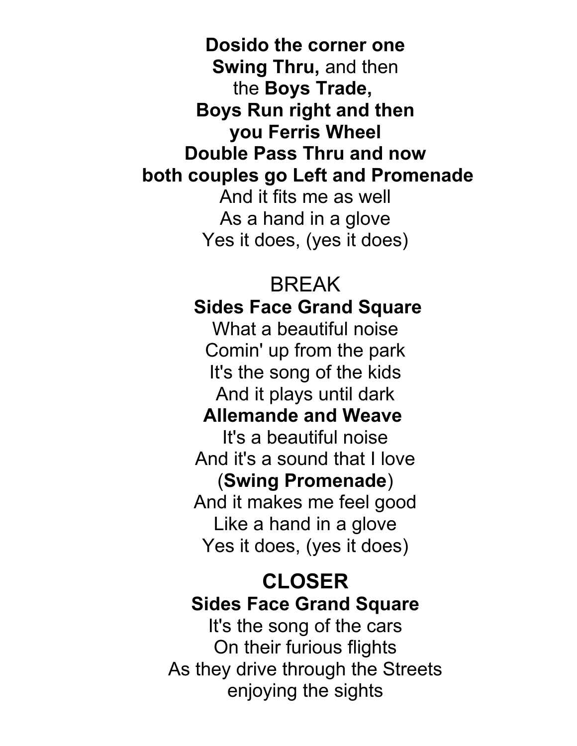**Dosido the corner one**  
**Swing Thru,** and then  
the **Boys Trade,**  
**Boys Run right and then**  
**you Ferris Wheel**  
**Double Pass Thru and now**  
**both couples go Left and Promenade**  
And it fits me as well  
As a hand in a glove  
Yes it does, (yes it does)

BREAK

**Sides Face Grand Square**  
What a beautiful noise  
Comin' up from the park  
It's the song of the kids  
And it plays until dark  
**Allemande and Weave**  
It's a beautiful noise  
And it's a sound that I love  
(**Swing Promenade**)  
And it makes me feel good  
Like a hand in a glove  
Yes it does, (yes it does)

## CLOSER

**Sides Face Grand Square**  
It's the song of the cars  
On their furious flights  
As they drive through the Streets  
enjoying the sights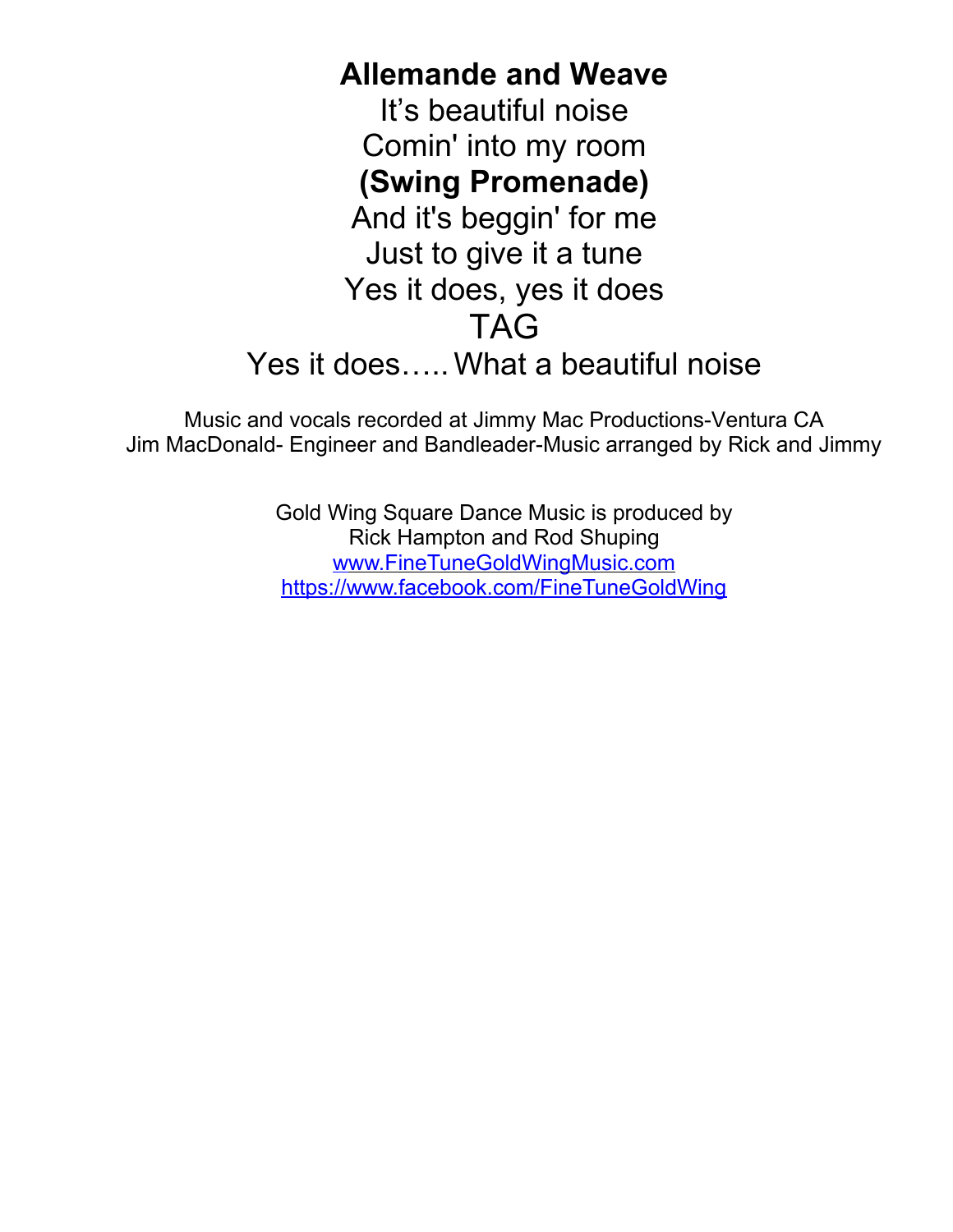**Allemande and Weave**
It’s beautiful noise
Comin' into my room
**(Swing Promenade)**
And it's beggin' for me
Just to give it a tune
Yes it does, yes it does
TAG
Yes it does….. What a beautiful noise

Music and vocals recorded at Jimmy Mac Productions-Ventura CA
Jim MacDonald- Engineer and Bandleader-Music arranged by Rick and Jimmy

Gold Wing Square Dance Music is produced by
Rick Hampton and Rod Shuping
[www.FineTuneGoldWingMusic.com](http://www.FineTuneGoldWingMusic.com)
[https://www.facebook.com/FineTuneGoldWing](https://www.facebook.com/FineTuneGoldWing)